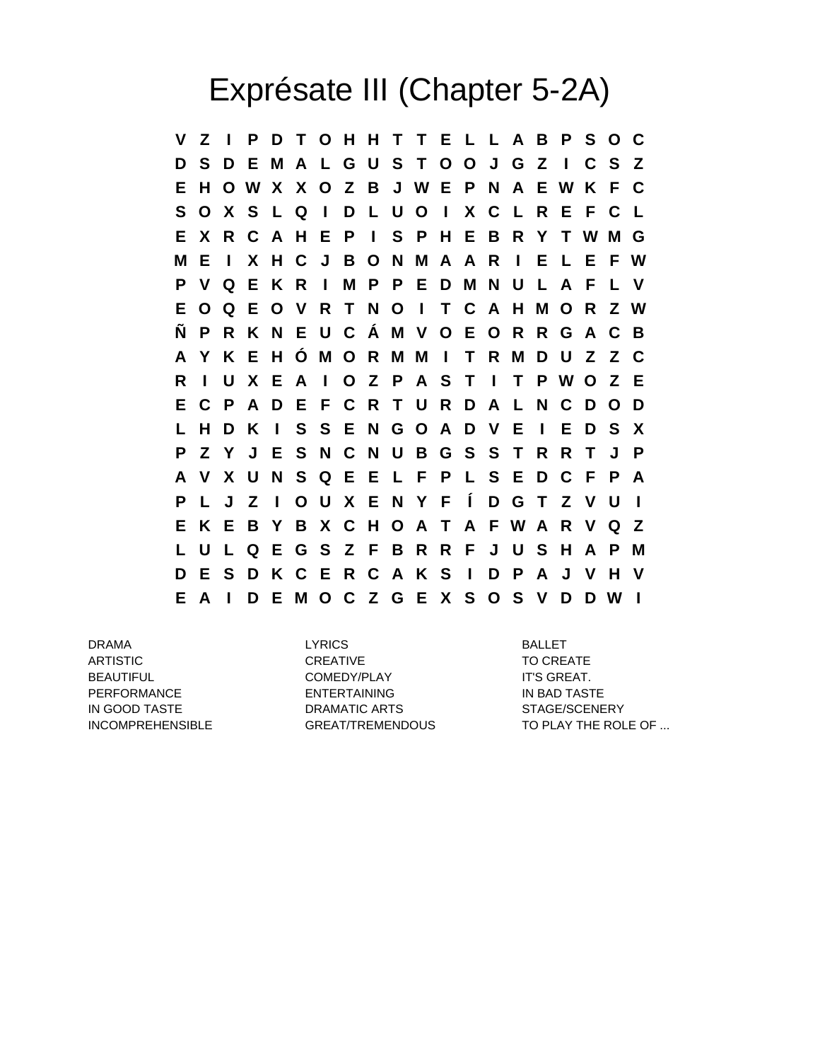# Exprésate III (Chapter 5-2A)

```
V Z I P D T O H H T T E L L A B P S O C
D S D E M A L G U S T O O J G Z I C S Z
E H O W X X O Z B J W E P N A E W K F C
S O X S L Q I D L U O I X C L R E F C L
E X R C A H E P I S P H E B R Y T W M G
M E I X H C J B O N M A A R I E L E F W
P V Q E K R I M P P E D M N U L A F L V
E O Q E O V R T N O I T C A H M O R Z W
Ñ P R K N E U C Á M V O E O R R G A C B
A Y K E H Ó M O R M M I T R M D U Z Z C
R I U X E A I O Z P A S T I T P W O Z E
E C P A D E F C R T U R D A L N C D O D
L H D K I S S E N G O A D V E I E D S X
P Z Y J E S N C N U B G S S T R R T J P
A V X U N S Q E E L F P L S E D C F P A
P L J Z I O U X E N Y F Í D G T Z V U I
E K E B Y B X C H O A T A F W A R V Q Z
L U L Q E G S Z F B R R F J U S H A P M
D E S D K C E R C A K S I D P A J V H V
E A I D E M O C Z G E X S O S V D D W I
```

| | | |
|---|---|---|
| DRAMA | LYRICS | BALLET |
| ARTISTIC | CREATIVE | TO CREATE |
| BEAUTIFUL | COMEDY/PLAY | IT'S GREAT. |
| PERFORMANCE | ENTERTAINING | IN BAD TASTE |
| IN GOOD TASTE | DRAMATIC ARTS | STAGE/SCENERY |
| INCOMPREHENSIBLE | GREAT/TREMENDOUS | TO PLAY THE ROLE OF ... |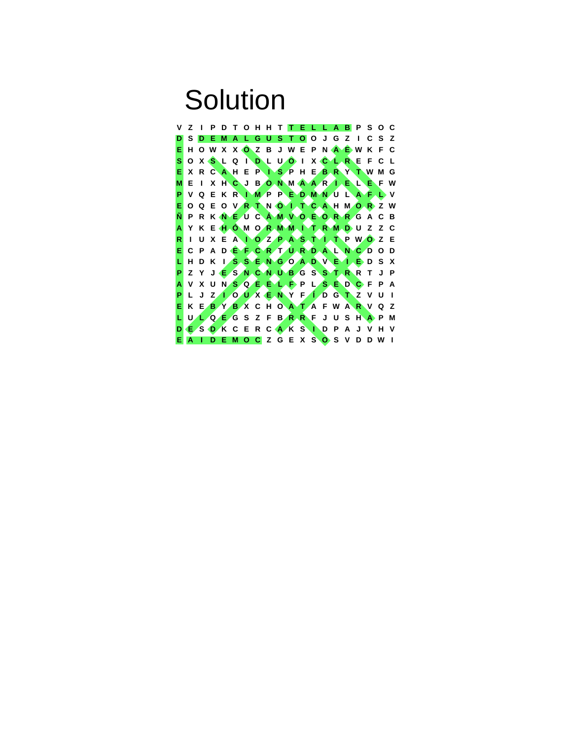# Solution

```
V Z I P D T O H H T T E L L A B P S O C
D S D E M A L G U S T O O J G Z I C S Z
E H O W X X O Z B J W E P N A E W K F C
S O X S L Q I D L U O I X C L R E F C L
E X R C A H E P I S P H E B R Y T W M G
M E I X H C J B O N M A A R I E L E F W
P V Q E K R I M P P E D M N U L A F L V
E O Q E O V R T N O I T C A H M O R Z W
Ñ P R K N E U C Á M V O E O R R G A C B
A Y K E H Ó M O R M M I T R M D U Z Z C
R I U X E A I O Z P A S T I T P W O Z E
E C P A D E F C R T U R D A L N C D O D
L H D K I S S E N G O A D V E I E D S X
P Z Y J E S N C N U B G S S T R R T J P
A V X U N S Q E E L F P L S E D C F P A
P L J Z I O U X E N Y F Í D G T Z V U I
E K E B Y B X C H O A T A F W A R V Q Z
L U L Q E G S Z F B R R F J U S H A P M
D E S D K C E R C A K S I D P A J V H V
E A I D E M O C Z G E X S O S V D D W I
```